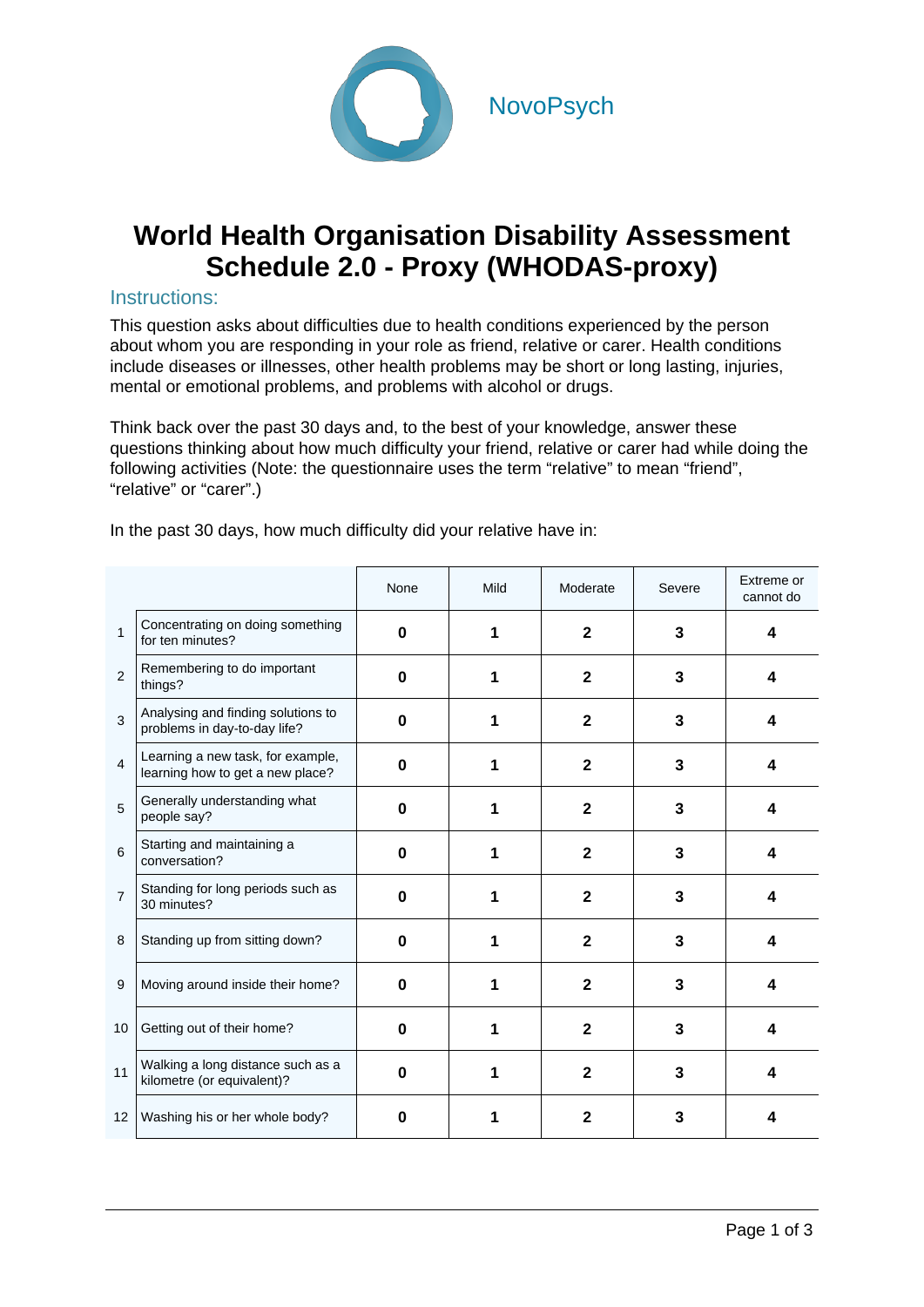NovoPsych

# World Health Organisation Disability Assessment Schedule 2.0 - Proxy (WHODAS-proxy)

## Instructions:

This question asks about difficulties due to health conditions experienced by the person about whom you are responding in your role as friend, relative or carer. Health conditions include diseases or illnesses, other health problems may be short or long lasting, injuries, mental or emotional problems, and problems with alcohol or drugs.

Think back over the past 30 days and, to the best of your knowledge, answer these questions thinking about how much difficulty your friend, relative or carer had while doing the following activities (Note: the questionnaire uses the term “relative” to mean “friend”, “relative” or “carer”.)

In the past 30 days, how much difficulty did your relative have in:

| | | None | Mild | Moderate | Severe | Extreme or cannot do |
|---|---|---|---|---|---|---|
| 1 | Concentrating on doing something for ten minutes? | **0** | **1** | **2** | **3** | **4** |
| 2 | Remembering to do important things? | **0** | **1** | **2** | **3** | **4** |
| 3 | Analysing and finding solutions to problems in day-to-day life? | **0** | **1** | **2** | **3** | **4** |
| 4 | Learning a new task, for example, learning how to get a new place? | **0** | **1** | **2** | **3** | **4** |
| 5 | Generally understanding what people say? | **0** | **1** | **2** | **3** | **4** |
| 6 | Starting and maintaining a conversation? | **0** | **1** | **2** | **3** | **4** |
| 7 | Standing for long periods such as 30 minutes? | **0** | **1** | **2** | **3** | **4** |
| 8 | Standing up from sitting down? | **0** | **1** | **2** | **3** | **4** |
| 9 | Moving around inside their home? | **0** | **1** | **2** | **3** | **4** |
| 10 | Getting out of their home? | **0** | **1** | **2** | **3** | **4** |
| 11 | Walking a long distance such as a kilometre (or equivalent)? | **0** | **1** | **2** | **3** | **4** |
| 12 | Washing his or her whole body? | **0** | **1** | **2** | **3** | **4** |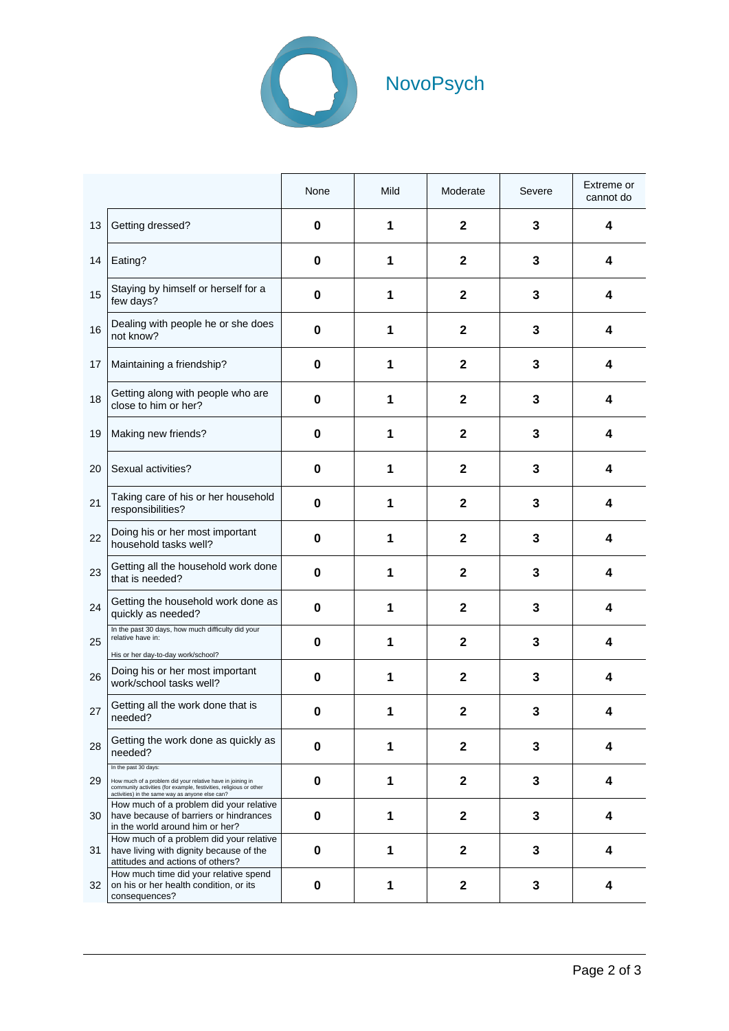NovoPsych

| | | None | Mild | Moderate | Severe | Extreme or cannot do |
|---|---|---|---|---|---|---|
| 13 | Getting dressed? | 0 | 1 | 2 | 3 | 4 |
| 14 | Eating? | 0 | 1 | 2 | 3 | 4 |
| 15 | Staying by himself or herself for a few days? | 0 | 1 | 2 | 3 | 4 |
| 16 | Dealing with people he or she does not know? | 0 | 1 | 2 | 3 | 4 |
| 17 | Maintaining a friendship? | 0 | 1 | 2 | 3 | 4 |
| 18 | Getting along with people who are close to him or her? | 0 | 1 | 2 | 3 | 4 |
| 19 | Making new friends? | 0 | 1 | 2 | 3 | 4 |
| 20 | Sexual activities? | 0 | 1 | 2 | 3 | 4 |
| 21 | Taking care of his or her household responsibilities? | 0 | 1 | 2 | 3 | 4 |
| 22 | Doing his or her most important household tasks well? | 0 | 1 | 2 | 3 | 4 |
| 23 | Getting all the household work done that is needed? | 0 | 1 | 2 | 3 | 4 |
| 24 | Getting the household work done as quickly as needed? | 0 | 1 | 2 | 3 | 4 |
| 25 | In the past 30 days, how much difficulty did your relative have in: His or her day-to-day work/school? | 0 | 1 | 2 | 3 | 4 |
| 26 | Doing his or her most important work/school tasks well? | 0 | 1 | 2 | 3 | 4 |
| 27 | Getting all the work done that is needed? | 0 | 1 | 2 | 3 | 4 |
| 28 | Getting the work done as quickly as needed? | 0 | 1 | 2 | 3 | 4 |
| 29 | In the past 30 days: How much of a problem did your relative have in joining in community activities (for example, festivities, religious or other activities) in the same way as anyone else can? | 0 | 1 | 2 | 3 | 4 |
| 30 | How much of a problem did your relative have because of barriers or hindrances in the world around him or her? | 0 | 1 | 2 | 3 | 4 |
| 31 | How much of a problem did your relative have living with dignity because of the attitudes and actions of others? | 0 | 1 | 2 | 3 | 4 |
| 32 | How much time did your relative spend on his or her health condition, or its consequences? | 0 | 1 | 2 | 3 | 4 |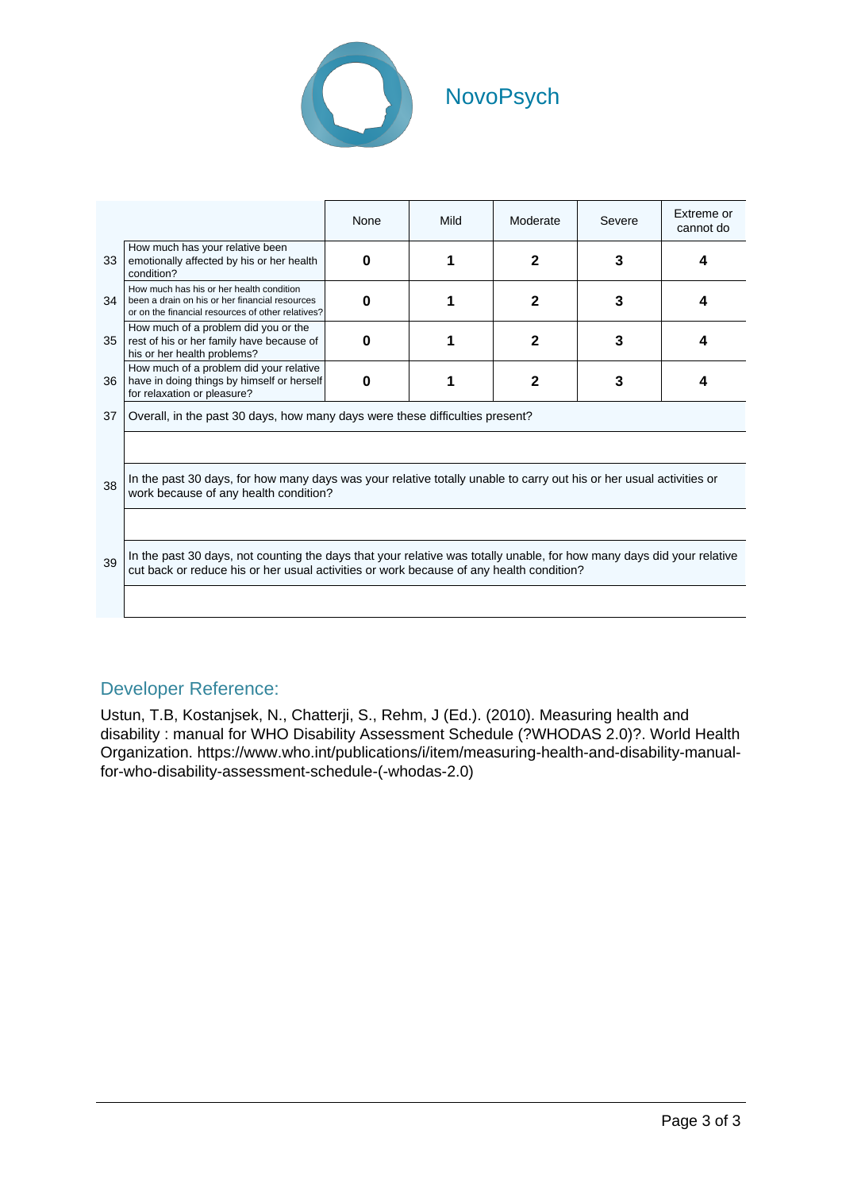NovoPsych

| | | None | Mild | Moderate | Severe | Extreme or cannot do |
|---|---|---|---|---|---|---|
| 33 | How much has your relative been emotionally affected by his or her health condition? | **0** | **1** | **2** | **3** | **4** |
| 34 | How much has his or her health condition been a drain on his or her financial resources or on the financial resources of other relatives? | **0** | **1** | **2** | **3** | **4** |
| 35 | How much of a problem did you or the rest of his or her family have because of his or her health problems? | **0** | **1** | **2** | **3** | **4** |
| 36 | How much of a problem did your relative have in doing things by himself or herself for relaxation or pleasure? | **0** | **1** | **2** | **3** | **4** |
| 37 | Overall, in the past 30 days, how many days were these difficulties present? | | | | | |
| | | | | | | |
| 38 | In the past 30 days, for how many days was your relative totally unable to carry out his or her usual activities or work because of any health condition? | | | | | |
| | | | | | | |
| 39 | In the past 30 days, not counting the days that your relative was totally unable, for how many days did your relative cut back or reduce his or her usual activities or work because of any health condition? | | | | | |
| | | | | | | |

## Developer Reference:

Ustun, T.B, Kostanjsek, N., Chatterji, S., Rehm, J (Ed.). (2010). Measuring health and disability : manual for WHO Disability Assessment Schedule (?WHODAS 2.0)?. World Health Organization. https://www.who.int/publications/i/item/measuring-health-and-disability-manual-for-who-disability-assessment-schedule-(-whodas-2.0)